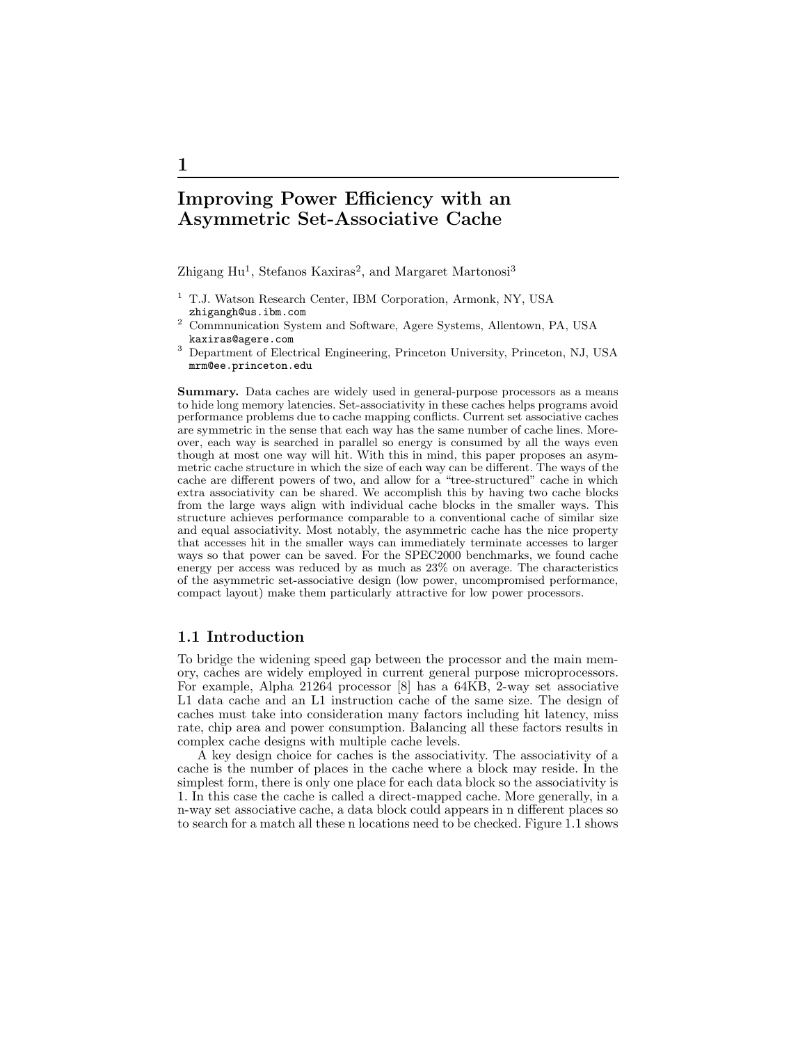# 1

## Improving Power Efficiency with an Asymmetric Set-Associative Cache

Zhigang Hu[1], Stefanos Kaxiras[2], and Margaret Martonosi[3]

[1] T.J. Watson Research Center, IBM Corporation, Armonk, NY, USA
zhigangh@us.ibm.com

[2] Commnunication System and Software, Agere Systems, Allentown, PA, USA
kaxiras@agere.com

[3] Department of Electrical Engineering, Princeton University, Princeton, NJ, USA
mrm@ee.princeton.edu

**Summary.** Data caches are widely used in general-purpose processors as a means to hide long memory latencies. Set-associativity in these caches helps programs avoid performance problems due to cache mapping conflicts. Current set associative caches are symmetric in the sense that each way has the same number of cache lines. Moreover, each way is searched in parallel so energy is consumed by all the ways even though at most one way will hit. With this in mind, this paper proposes an asymmetric cache structure in which the size of each way can be different. The ways of the cache are different powers of two, and allow for a "tree-structured" cache in which extra associativity can be shared. We accomplish this by having two cache blocks from the large ways align with individual cache blocks in the smaller ways. This structure achieves performance comparable to a conventional cache of similar size and equal associativity. Most notably, the asymmetric cache has the nice property that accesses hit in the smaller ways can immediately terminate accesses to larger ways so that power can be saved. For the SPEC2000 benchmarks, we found cache energy per access was reduced by as much as 23% on average. The characteristics of the asymmetric set-associative design (low power, uncompromised performance, compact layout) make them particularly attractive for low power processors.

### 1.1 Introduction

To bridge the widening speed gap between the processor and the main memory, caches are widely employed in current general purpose microprocessors. For example, Alpha 21264 processor [8] has a 64KB, 2-way set associative L1 data cache and an L1 instruction cache of the same size. The design of caches must take into consideration many factors including hit latency, miss rate, chip area and power consumption. Balancing all these factors results in complex cache designs with multiple cache levels.

A key design choice for caches is the associativity. The associativity of a cache is the number of places in the cache where a block may reside. In the simplest form, there is only one place for each data block so the associativity is 1. In this case the cache is called a direct-mapped cache. More generally, in a n-way set associative cache, a data block could appears in n different places so to search for a match all these n locations need to be checked. Figure 1.1 shows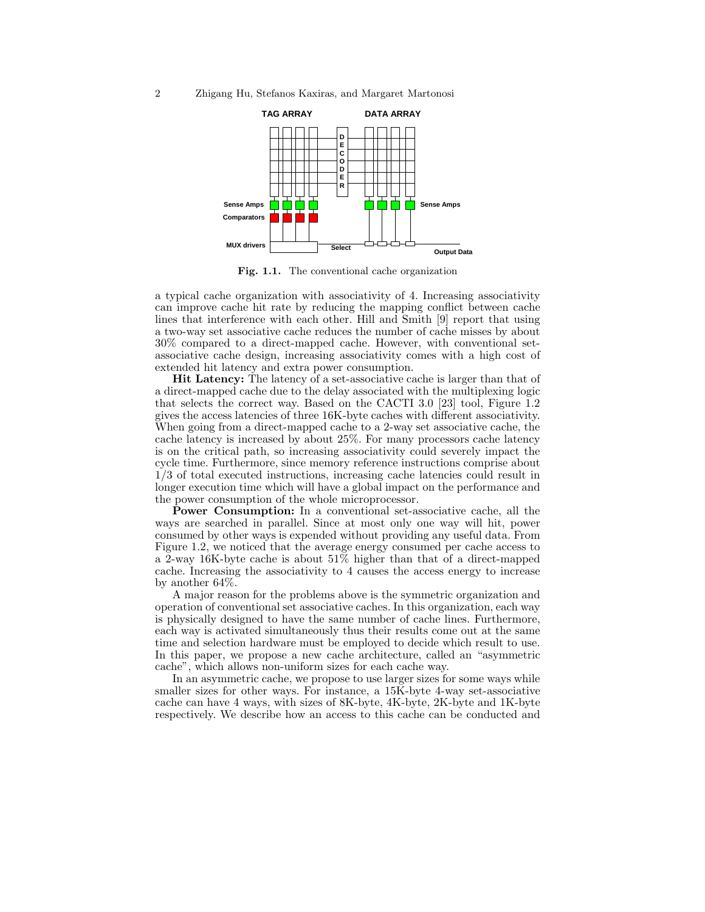Fig. 1.1. The conventional cache organization

a typical cache organization with associativity of 4. Increasing associativity can improve cache hit rate by reducing the mapping conflict between cache lines that interference with each other. Hill and Smith [9] report that using a two-way set associative cache reduces the number of cache misses by about 30% compared to a direct-mapped cache. However, with conventional set-associative cache design, increasing associativity comes with a high cost of extended hit latency and extra power consumption.

**Hit Latency:** The latency of a set-associative cache is larger than that of a direct-mapped cache due to the delay associated with the multiplexing logic that selects the correct way. Based on the CACTI 3.0 [23] tool, Figure 1.2 gives the access latencies of three 16K-byte caches with different associativity. When going from a direct-mapped cache to a 2-way set associative cache, the cache latency is increased by about 25%. For many processors cache latency is on the critical path, so increasing associativity could severely impact the cycle time. Furthermore, since memory reference instructions comprise about 1/3 of total executed instructions, increasing cache latencies could result in longer execution time which will have a global impact on the performance and the power consumption of the whole microprocessor.

**Power Consumption:** In a conventional set-associative cache, all the ways are searched in parallel. Since at most only one way will hit, power consumed by other ways is expended without providing any useful data. From Figure 1.2, we noticed that the average energy consumed per cache access to a 2-way 16K-byte cache is about 51% higher than that of a direct-mapped cache. Increasing the associativity to 4 causes the access energy to increase by another 64%.

A major reason for the problems above is the symmetric organization and operation of conventional set associative caches. In this organization, each way is physically designed to have the same number of cache lines. Furthermore, each way is activated simultaneously thus their results come out at the same time and selection hardware must be employed to decide which result to use. In this paper, we propose a new cache architecture, called an "asymmetric cache", which allows non-uniform sizes for each cache way.

In an asymmetric cache, we propose to use larger sizes for some ways while smaller sizes for other ways. For instance, a 15K-byte 4-way set-associative cache can have 4 ways, with sizes of 8K-byte, 4K-byte, 2K-byte and 1K-byte respectively. We describe how an access to this cache can be conducted and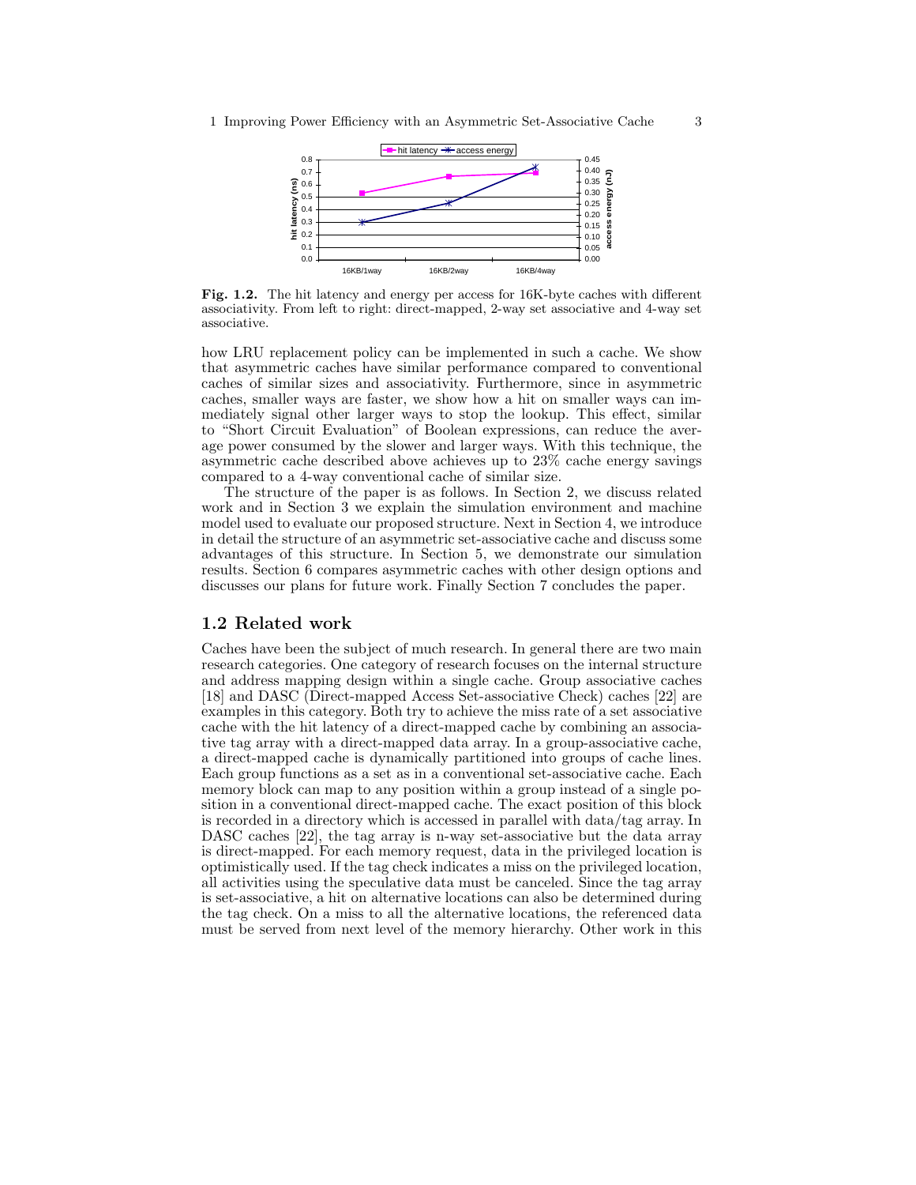**Fig. 1.2.** The hit latency and energy per access for 16K-byte caches with different associativity. From left to right: direct-mapped, 2-way set associative and 4-way set associative.

how LRU replacement policy can be implemented in such a cache. We show that asymmetric caches have similar performance compared to conventional caches of similar sizes and associativity. Furthermore, since in asymmetric caches, smaller ways are faster, we show how a hit on smaller ways can immediately signal other larger ways to stop the lookup. This effect, similar to "Short Circuit Evaluation" of Boolean expressions, can reduce the average power consumed by the slower and larger ways. With this technique, the asymmetric cache described above achieves up to 23% cache energy savings compared to a 4-way conventional cache of similar size.

The structure of the paper is as follows. In Section 2, we discuss related work and in Section 3 we explain the simulation environment and machine model used to evaluate our proposed structure. Next in Section 4, we introduce in detail the structure of an asymmetric set-associative cache and discuss some advantages of this structure. In Section 5, we demonstrate our simulation results. Section 6 compares asymmetric caches with other design options and discusses our plans for future work. Finally Section 7 concludes the paper.

## 1.2 Related work

Caches have been the subject of much research. In general there are two main research categories. One category of research focuses on the internal structure and address mapping design within a single cache. Group associative caches [18] and DASC (Direct-mapped Access Set-associative Check) caches [22] are examples in this category. Both try to achieve the miss rate of a set associative cache with the hit latency of a direct-mapped cache by combining an associative tag array with a direct-mapped data array. In a group-associative cache, a direct-mapped cache is dynamically partitioned into groups of cache lines. Each group functions as a set as in a conventional set-associative cache. Each memory block can map to any position within a group instead of a single position in a conventional direct-mapped cache. The exact position of this block is recorded in a directory which is accessed in parallel with data/tag array. In DASC caches [22], the tag array is n-way set-associative but the data array is direct-mapped. For each memory request, data in the privileged location is optimistically used. If the tag check indicates a miss on the privileged location, all activities using the speculative data must be canceled. Since the tag array is set-associative, a hit on alternative locations can also be determined during the tag check. On a miss to all the alternative locations, the referenced data must be served from next level of the memory hierarchy. Other work in this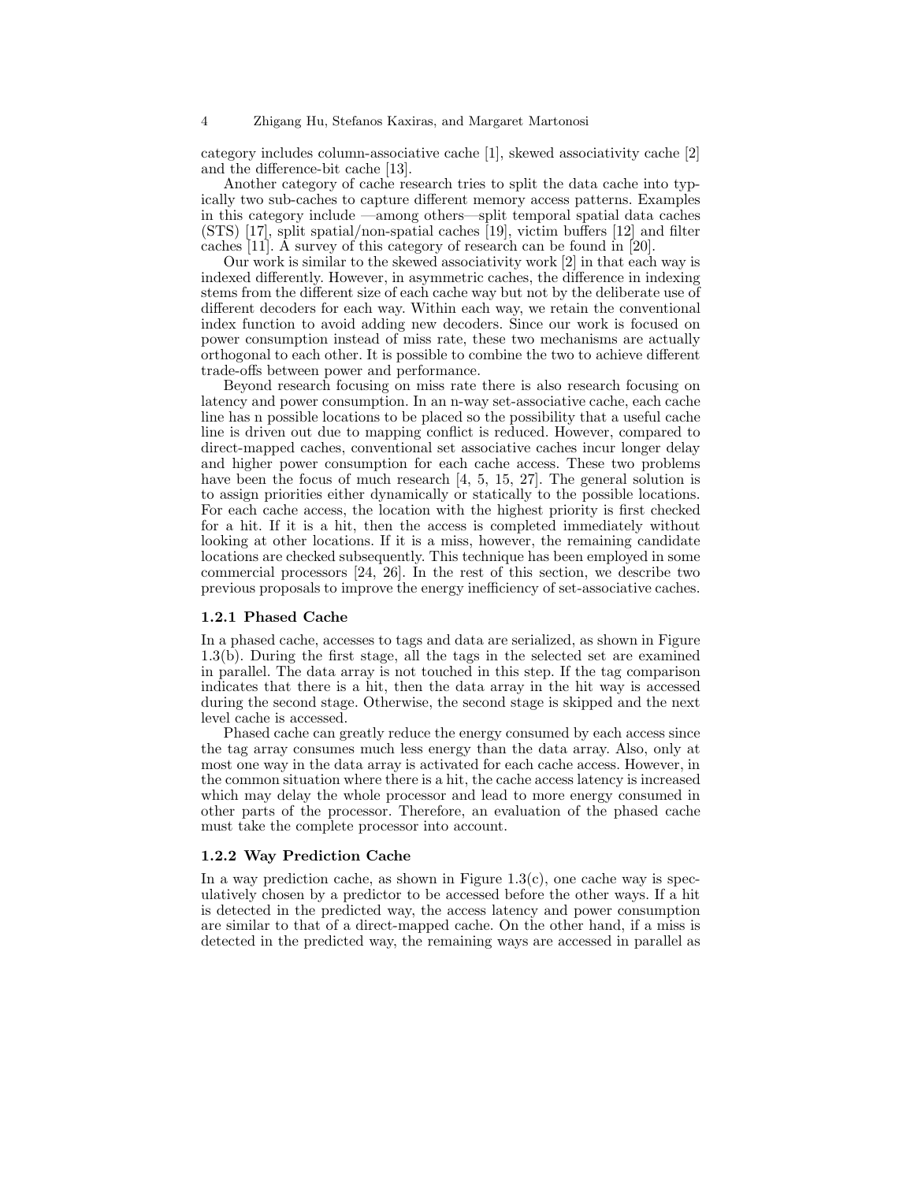category includes column-associative cache [1], skewed associativity cache [2] and the difference-bit cache [13].

Another category of cache research tries to split the data cache into typically two sub-caches to capture different memory access patterns. Examples in this category include —among others—split temporal spatial data caches (STS) [17], split spatial/non-spatial caches [19], victim buffers [12] and filter caches [11]. A survey of this category of research can be found in [20].

Our work is similar to the skewed associativity work [2] in that each way is indexed differently. However, in asymmetric caches, the difference in indexing stems from the different size of each cache way but not by the deliberate use of different decoders for each way. Within each way, we retain the conventional index function to avoid adding new decoders. Since our work is focused on power consumption instead of miss rate, these two mechanisms are actually orthogonal to each other. It is possible to combine the two to achieve different trade-offs between power and performance.

Beyond research focusing on miss rate there is also research focusing on latency and power consumption. In an n-way set-associative cache, each cache line has n possible locations to be placed so the possibility that a useful cache line is driven out due to mapping conflict is reduced. However, compared to direct-mapped caches, conventional set associative caches incur longer delay and higher power consumption for each cache access. These two problems have been the focus of much research [4, 5, 15, 27]. The general solution is to assign priorities either dynamically or statically to the possible locations. For each cache access, the location with the highest priority is first checked for a hit. If it is a hit, then the access is completed immediately without looking at other locations. If it is a miss, however, the remaining candidate locations are checked subsequently. This technique has been employed in some commercial processors [24, 26]. In the rest of this section, we describe two previous proposals to improve the energy inefficiency of set-associative caches.

### 1.2.1 Phased Cache

In a phased cache, accesses to tags and data are serialized, as shown in Figure 1.3(b). During the first stage, all the tags in the selected set are examined in parallel. The data array is not touched in this step. If the tag comparison indicates that there is a hit, then the data array in the hit way is accessed during the second stage. Otherwise, the second stage is skipped and the next level cache is accessed.

Phased cache can greatly reduce the energy consumed by each access since the tag array consumes much less energy than the data array. Also, only at most one way in the data array is activated for each cache access. However, in the common situation where there is a hit, the cache access latency is increased which may delay the whole processor and lead to more energy consumed in other parts of the processor. Therefore, an evaluation of the phased cache must take the complete processor into account.

### 1.2.2 Way Prediction Cache

In a way prediction cache, as shown in Figure 1.3(c), one cache way is speculatively chosen by a predictor to be accessed before the other ways. If a hit is detected in the predicted way, the access latency and power consumption are similar to that of a direct-mapped cache. On the other hand, if a miss is detected in the predicted way, the remaining ways are accessed in parallel as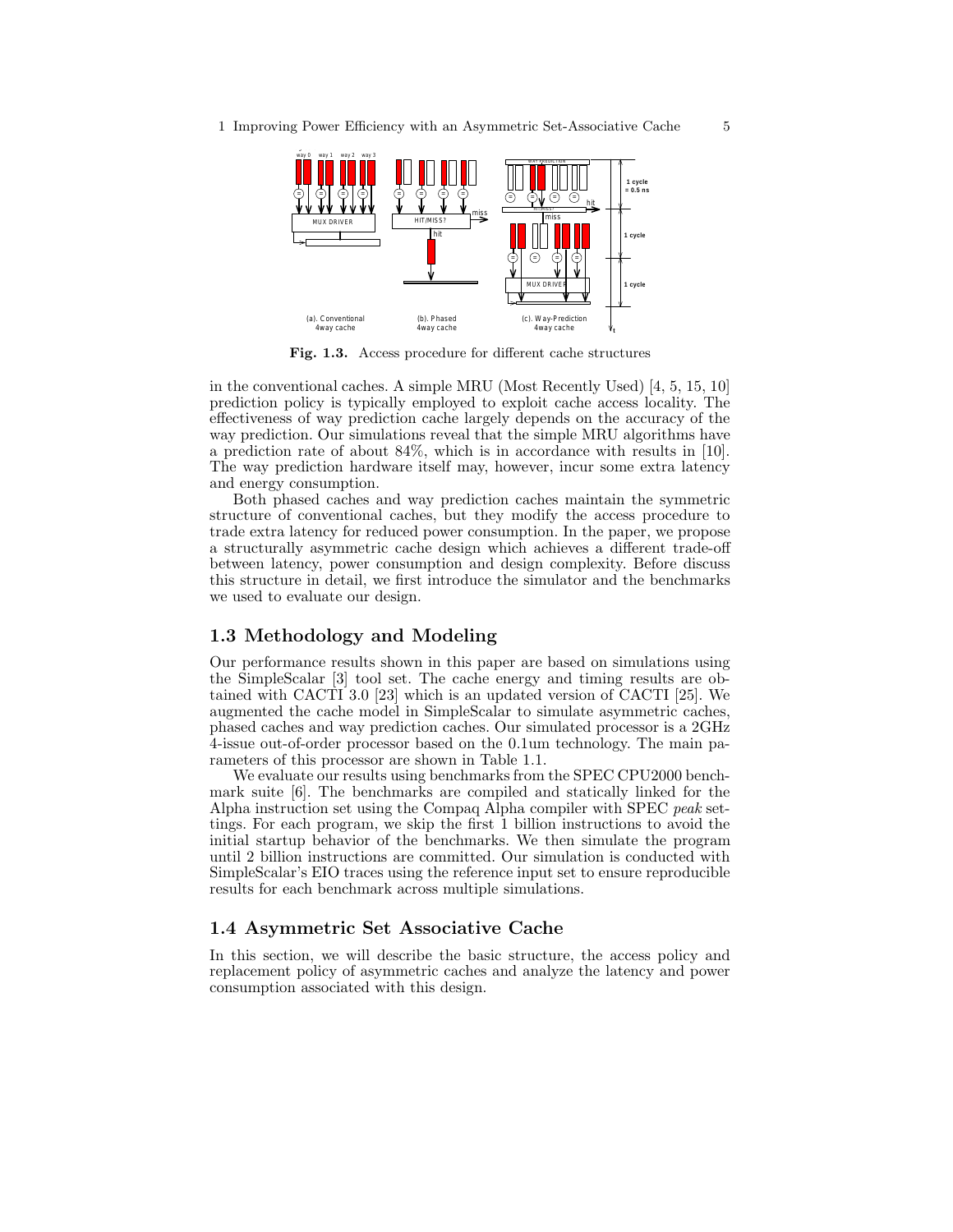Fig. 1.3. Access procedure for different cache structures

in the conventional caches. A simple MRU (Most Recently Used) [4, 5, 15, 10] prediction policy is typically employed to exploit cache access locality. The effectiveness of way prediction cache largely depends on the accuracy of the way prediction. Our simulations reveal that the simple MRU algorithms have a prediction rate of about 84%, which is in accordance with results in [10]. The way prediction hardware itself may, however, incur some extra latency and energy consumption.

Both phased caches and way prediction caches maintain the symmetric structure of conventional caches, but they modify the access procedure to trade extra latency for reduced power consumption. In the paper, we propose a structurally asymmetric cache design which achieves a different trade-off between latency, power consumption and design complexity. Before discuss this structure in detail, we first introduce the simulator and the benchmarks we used to evaluate our design.

## 1.3 Methodology and Modeling

Our performance results shown in this paper are based on simulations using the SimpleScalar [3] tool set. The cache energy and timing results are obtained with CACTI 3.0 [23] which is an updated version of CACTI [25]. We augmented the cache model in SimpleScalar to simulate asymmetric caches, phased caches and way prediction caches. Our simulated processor is a 2GHz 4-issue out-of-order processor based on the 0.1um technology. The main parameters of this processor are shown in Table 1.1.

We evaluate our results using benchmarks from the SPEC CPU2000 benchmark suite [6]. The benchmarks are compiled and statically linked for the Alpha instruction set using the Compaq Alpha compiler with SPEC *peak* settings. For each program, we skip the first 1 billion instructions to avoid the initial startup behavior of the benchmarks. We then simulate the program until 2 billion instructions are committed. Our simulation is conducted with SimpleScalar's EIO traces using the reference input set to ensure reproducible results for each benchmark across multiple simulations.

## 1.4 Asymmetric Set Associative Cache

In this section, we will describe the basic structure, the access policy and replacement policy of asymmetric caches and analyze the latency and power consumption associated with this design.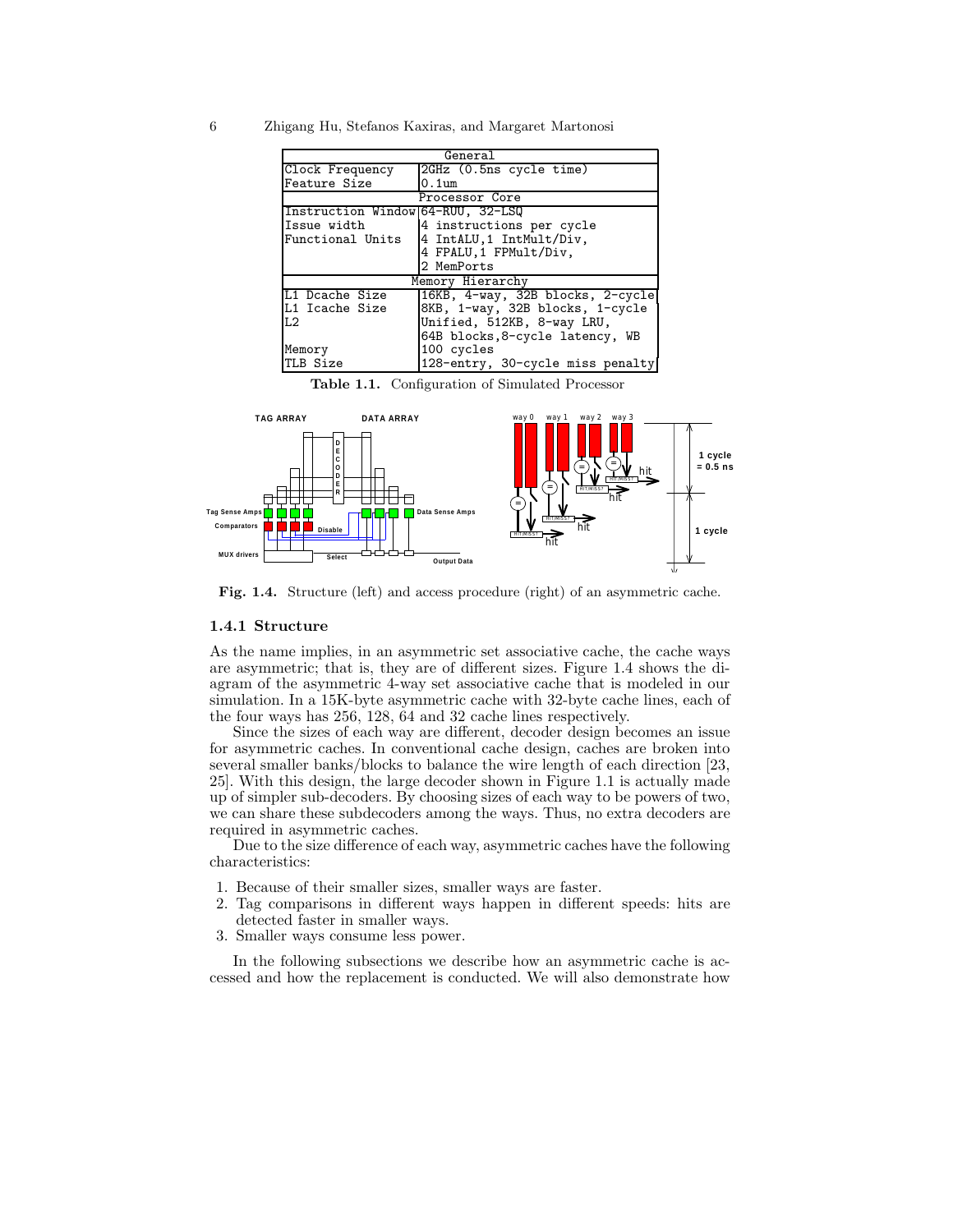| General | |
|---|---|
| Clock Frequency | 2GHz (0.5ns cycle time) |
| Feature Size | 0.1um |
| Processor Core | |
| Instruction Window | 64-RUU, 32-LSQ |
| Issue width | 4 instructions per cycle |
| Functional Units | 4 IntALU,1 IntMult/Div, 4 FPALU,1 FPMult/Div, 2 MemPorts |
| Memory Hierarchy | |
| L1 Dcache Size | 16KB, 4-way, 32B blocks, 2-cycle |
| L1 Icache Size | 8KB, 1-way, 32B blocks, 1-cycle |
| L2 | Unified, 512KB, 8-way LRU, 64B blocks,8-cycle latency, WB |
| Memory | 100 cycles |
| TLB Size | 128-entry, 30-cycle miss penalty |

**Table 1.1.** Configuration of Simulated Processor

**Fig. 1.4.** Structure (left) and access procedure (right) of an asymmetric cache.

### 1.4.1 Structure

As the name implies, in an asymmetric set associative cache, the cache ways are asymmetric; that is, they are of different sizes. Figure 1.4 shows the diagram of the asymmetric 4-way set associative cache that is modeled in our simulation. In a 15K-byte asymmetric cache with 32-byte cache lines, each of the four ways has 256, 128, 64 and 32 cache lines respectively.

Since the sizes of each way are different, decoder design becomes an issue for asymmetric caches. In conventional cache design, caches are broken into several smaller banks/blocks to balance the wire length of each direction [23, 25]. With this design, the large decoder shown in Figure 1.1 is actually made up of simpler sub-decoders. By choosing sizes of each way to be powers of two, we can share these subdecoders among the ways. Thus, no extra decoders are required in asymmetric caches.

Due to the size difference of each way, asymmetric caches have the following characteristics:

1. Because of their smaller sizes, smaller ways are faster.
2. Tag comparisons in different ways happen in different speeds: hits are detected faster in smaller ways.
3. Smaller ways consume less power.

In the following subsections we describe how an asymmetric cache is accessed and how the replacement is conducted. We will also demonstrate how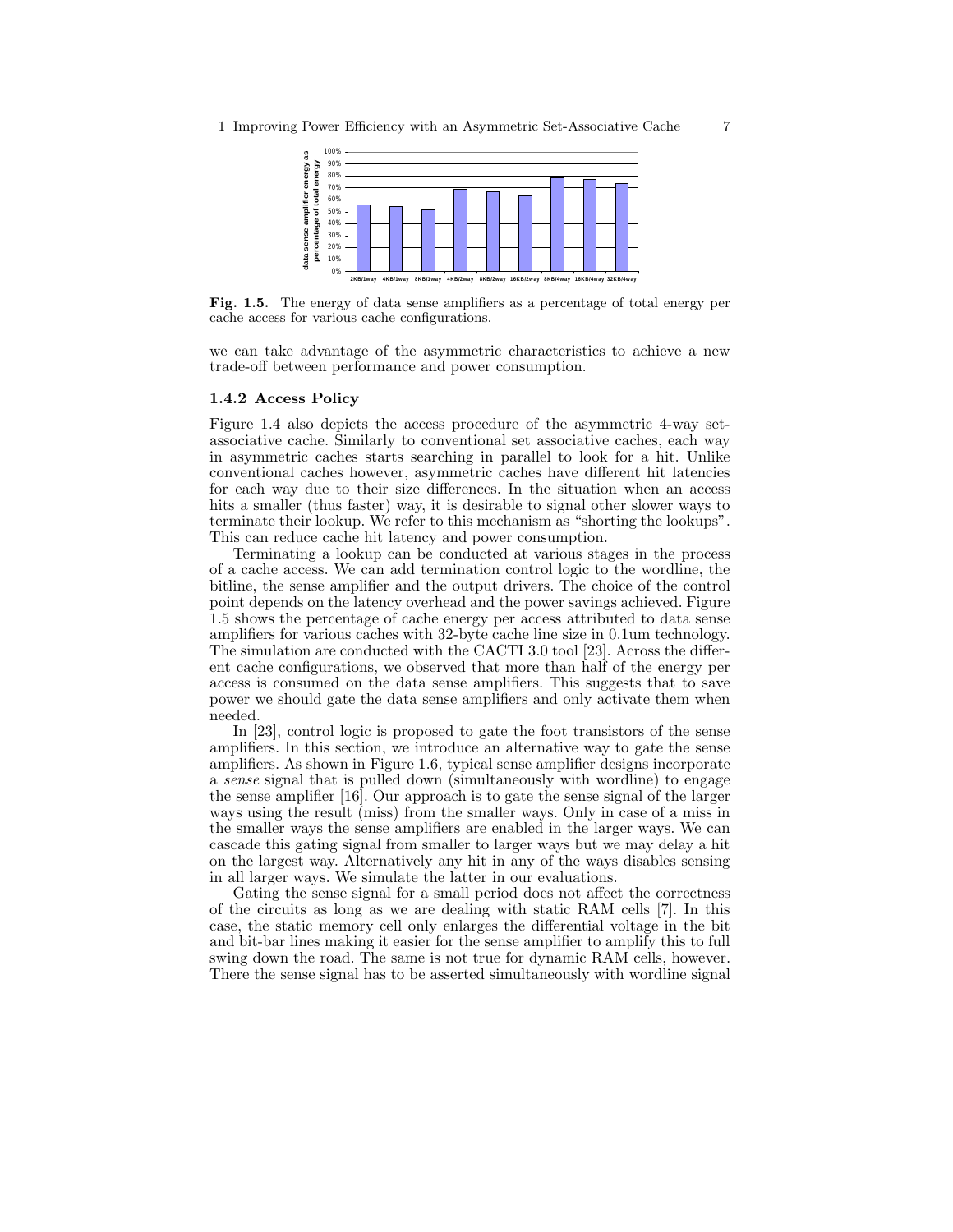Fig. 1.5. The energy of data sense amplifiers as a percentage of total energy per cache access for various cache configurations.

we can take advantage of the asymmetric characteristics to achieve a new trade-off between performance and power consumption.

### 1.4.2 Access Policy

Figure 1.4 also depicts the access procedure of the asymmetric 4-way set-associative cache. Similarly to conventional set associative caches, each way in asymmetric caches starts searching in parallel to look for a hit. Unlike conventional caches however, asymmetric caches have different hit latencies for each way due to their size differences. In the situation when an access hits a smaller (thus faster) way, it is desirable to signal other slower ways to terminate their lookup. We refer to this mechanism as "shorting the lookups". This can reduce cache hit latency and power consumption.

Terminating a lookup can be conducted at various stages in the process of a cache access. We can add termination control logic to the wordline, the bitline, the sense amplifier and the output drivers. The choice of the control point depends on the latency overhead and the power savings achieved. Figure 1.5 shows the percentage of cache energy per access attributed to data sense amplifiers for various caches with 32-byte cache line size in 0.1um technology. The simulation are conducted with the CACTI 3.0 tool [23]. Across the different cache configurations, we observed that more than half of the energy per access is consumed on the data sense amplifiers. This suggests that to save power we should gate the data sense amplifiers and only activate them when needed.

In [23], control logic is proposed to gate the foot transistors of the sense amplifiers. In this section, we introduce an alternative way to gate the sense amplifiers. As shown in Figure 1.6, typical sense amplifier designs incorporate a *sense* signal that is pulled down (simultaneously with wordline) to engage the sense amplifier [16]. Our approach is to gate the sense signal of the larger ways using the result (miss) from the smaller ways. Only in case of a miss in the smaller ways the sense amplifiers are enabled in the larger ways. We can cascade this gating signal from smaller to larger ways but we may delay a hit on the largest way. Alternatively any hit in any of the ways disables sensing in all larger ways. We simulate the latter in our evaluations.

Gating the sense signal for a small period does not affect the correctness of the circuits as long as we are dealing with static RAM cells [7]. In this case, the static memory cell only enlarges the differential voltage in the bit and bit-bar lines making it easier for the sense amplifier to amplify this to full swing down the road. The same is not true for dynamic RAM cells, however. There the sense signal has to be asserted simultaneously with wordline signal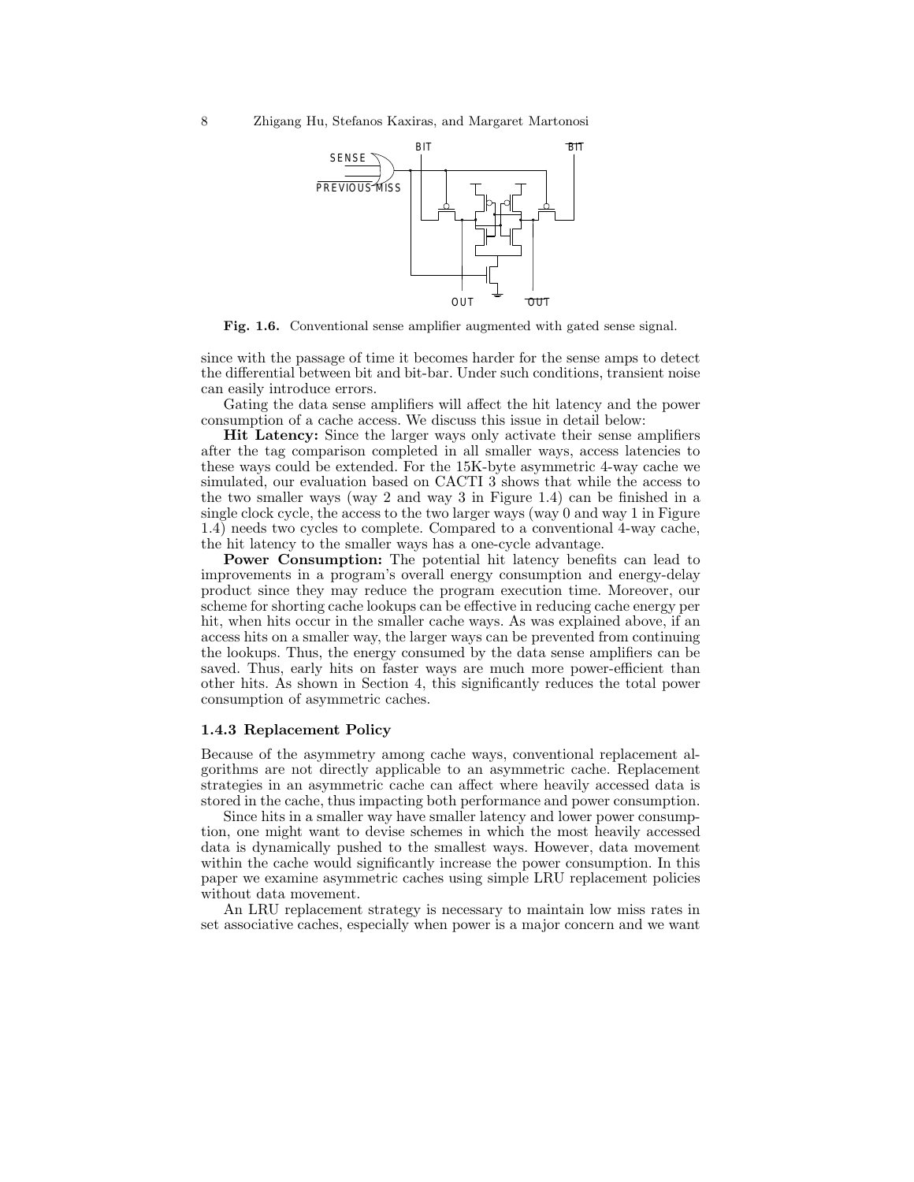Fig. 1.6. Conventional sense amplifier augmented with gated sense signal.

since with the passage of time it becomes harder for the sense amps to detect the differential between bit and bit-bar. Under such conditions, transient noise can easily introduce errors.

Gating the data sense amplifiers will affect the hit latency and the power consumption of a cache access. We discuss this issue in detail below:

**Hit Latency:** Since the larger ways only activate their sense amplifiers after the tag comparison completed in all smaller ways, access latencies to these ways could be extended. For the 15K-byte asymmetric 4-way cache we simulated, our evaluation based on CACTI 3 shows that while the access to the two smaller ways (way 2 and way 3 in Figure 1.4) can be finished in a single clock cycle, the access to the two larger ways (way 0 and way 1 in Figure 1.4) needs two cycles to complete. Compared to a conventional 4-way cache, the hit latency to the smaller ways has a one-cycle advantage.

**Power Consumption:** The potential hit latency benefits can lead to improvements in a program's overall energy consumption and energy-delay product since they may reduce the program execution time. Moreover, our scheme for shorting cache lookups can be effective in reducing cache energy per hit, when hits occur in the smaller cache ways. As was explained above, if an access hits on a smaller way, the larger ways can be prevented from continuing the lookups. Thus, the energy consumed by the data sense amplifiers can be saved. Thus, early hits on faster ways are much more power-efficient than other hits. As shown in Section 4, this significantly reduces the total power consumption of asymmetric caches.

### 1.4.3 Replacement Policy

Because of the asymmetry among cache ways, conventional replacement algorithms are not directly applicable to an asymmetric cache. Replacement strategies in an asymmetric cache can affect where heavily accessed data is stored in the cache, thus impacting both performance and power consumption.

Since hits in a smaller way have smaller latency and lower power consumption, one might want to devise schemes in which the most heavily accessed data is dynamically pushed to the smallest ways. However, data movement within the cache would significantly increase the power consumption. In this paper we examine asymmetric caches using simple LRU replacement policies without data movement.

An LRU replacement strategy is necessary to maintain low miss rates in set associative caches, especially when power is a major concern and we want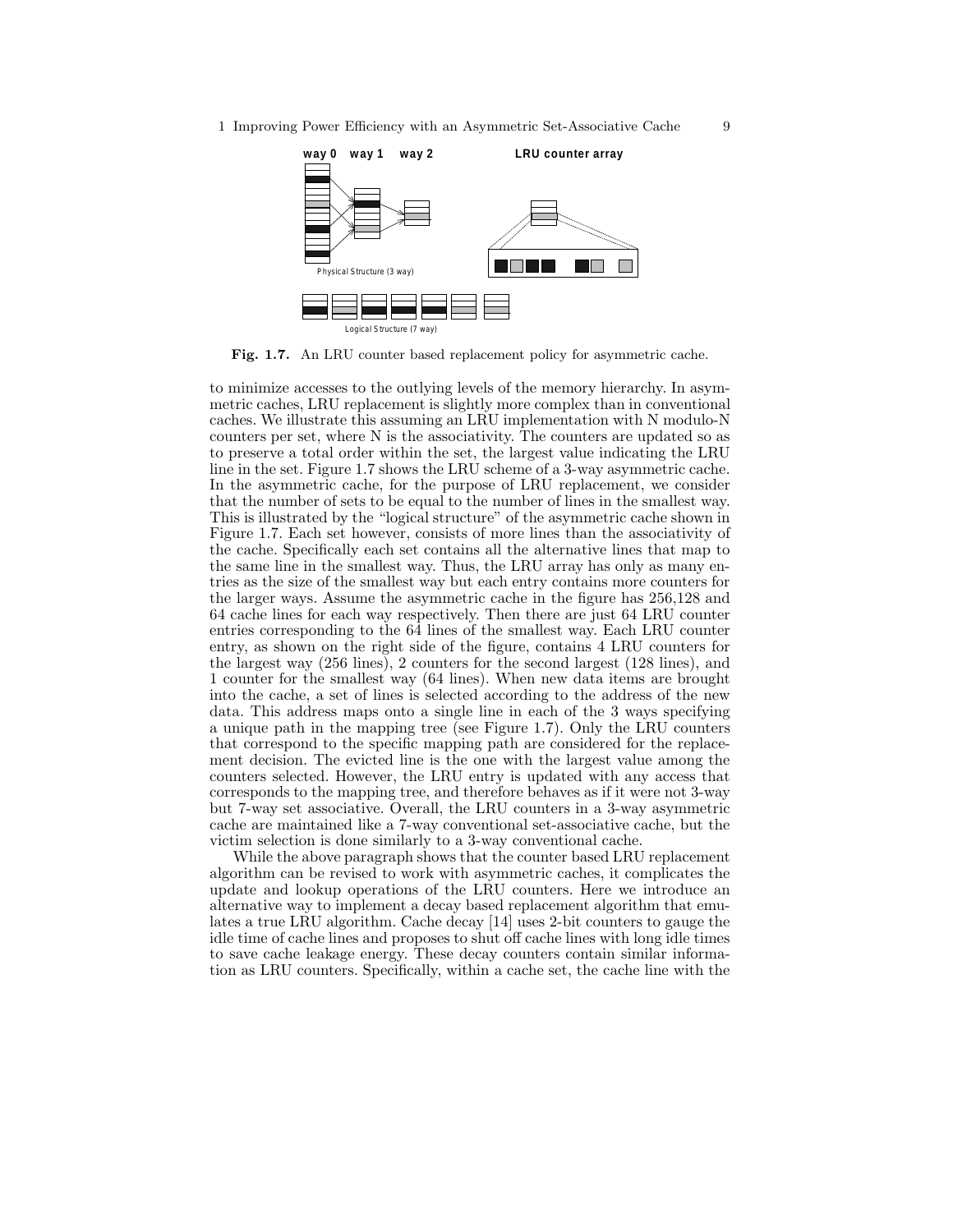**Fig. 1.7.** An LRU counter based replacement policy for asymmetric cache.

to minimize accesses to the outlying levels of the memory hierarchy. In asymmetric caches, LRU replacement is slightly more complex than in conventional caches. We illustrate this assuming an LRU implementation with N modulo-N counters per set, where N is the associativity. The counters are updated so as to preserve a total order within the set, the largest value indicating the LRU line in the set. Figure 1.7 shows the LRU scheme of a 3-way asymmetric cache. In the asymmetric cache, for the purpose of LRU replacement, we consider that the number of sets to be equal to the number of lines in the smallest way. This is illustrated by the "logical structure" of the asymmetric cache shown in Figure 1.7. Each set however, consists of more lines than the associativity of the cache. Specifically each set contains all the alternative lines that map to the same line in the smallest way. Thus, the LRU array has only as many entries as the size of the smallest way but each entry contains more counters for the larger ways. Assume the asymmetric cache in the figure has 256,128 and 64 cache lines for each way respectively. Then there are just 64 LRU counter entries corresponding to the 64 lines of the smallest way. Each LRU counter entry, as shown on the right side of the figure, contains 4 LRU counters for the largest way (256 lines), 2 counters for the second largest (128 lines), and 1 counter for the smallest way (64 lines). When new data items are brought into the cache, a set of lines is selected according to the address of the new data. This address maps onto a single line in each of the 3 ways specifying a unique path in the mapping tree (see Figure 1.7). Only the LRU counters that correspond to the specific mapping path are considered for the replacement decision. The evicted line is the one with the largest value among the counters selected. However, the LRU entry is updated with any access that corresponds to the mapping tree, and therefore behaves as if it were not 3-way but 7-way set associative. Overall, the LRU counters in a 3-way asymmetric cache are maintained like a 7-way conventional set-associative cache, but the victim selection is done similarly to a 3-way conventional cache.

While the above paragraph shows that the counter based LRU replacement algorithm can be revised to work with asymmetric caches, it complicates the update and lookup operations of the LRU counters. Here we introduce an alternative way to implement a decay based replacement algorithm that emulates a true LRU algorithm. Cache decay [14] uses 2-bit counters to gauge the idle time of cache lines and proposes to shut off cache lines with long idle times to save cache leakage energy. These decay counters contain similar information as LRU counters. Specifically, within a cache set, the cache line with the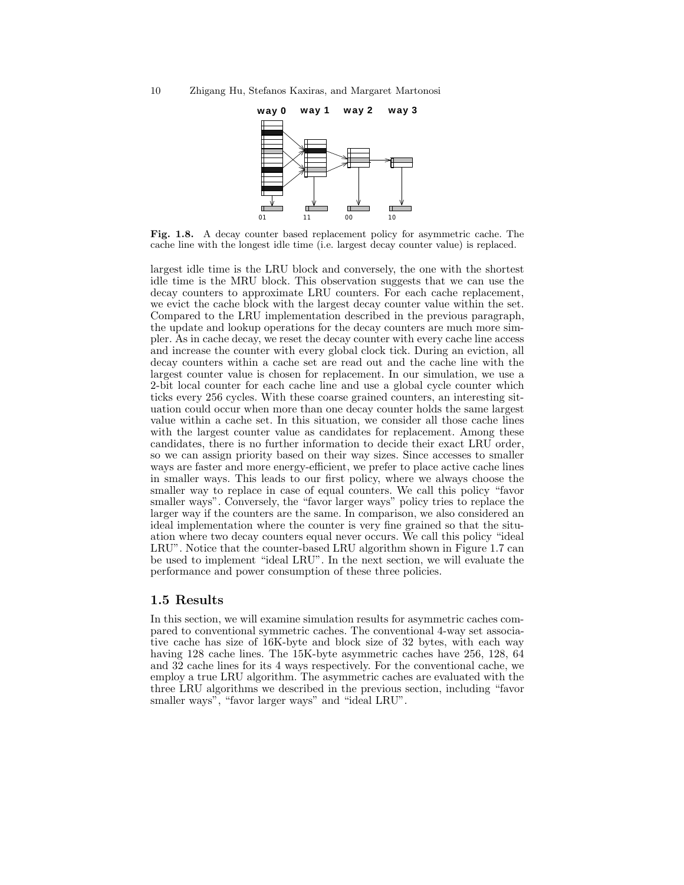**Fig. 1.8.** A decay counter based replacement policy for asymmetric cache. The cache line with the longest idle time (i.e. largest decay counter value) is replaced.

largest idle time is the LRU block and conversely, the one with the shortest idle time is the MRU block. This observation suggests that we can use the decay counters to approximate LRU counters. For each cache replacement, we evict the cache block with the largest decay counter value within the set. Compared to the LRU implementation described in the previous paragraph, the update and lookup operations for the decay counters are much more simpler. As in cache decay, we reset the decay counter with every cache line access and increase the counter with every global clock tick. During an eviction, all decay counters within a cache set are read out and the cache line with the largest counter value is chosen for replacement. In our simulation, we use a 2-bit local counter for each cache line and use a global cycle counter which ticks every 256 cycles. With these coarse grained counters, an interesting situation could occur when more than one decay counter holds the same largest value within a cache set. In this situation, we consider all those cache lines with the largest counter value as candidates for replacement. Among these candidates, there is no further information to decide their exact LRU order, so we can assign priority based on their way sizes. Since accesses to smaller ways are faster and more energy-efficient, we prefer to place active cache lines in smaller ways. This leads to our first policy, where we always choose the smaller way to replace in case of equal counters. We call this policy "favor smaller ways". Conversely, the "favor larger ways" policy tries to replace the larger way if the counters are the same. In comparison, we also considered an ideal implementation where the counter is very fine grained so that the situation where two decay counters equal never occurs. We call this policy "ideal LRU". Notice that the counter-based LRU algorithm shown in Figure 1.7 can be used to implement "ideal LRU". In the next section, we will evaluate the performance and power consumption of these three policies.

## 1.5 Results

In this section, we will examine simulation results for asymmetric caches compared to conventional symmetric caches. The conventional 4-way set associative cache has size of 16K-byte and block size of 32 bytes, with each way having 128 cache lines. The 15K-byte asymmetric caches have 256, 128, 64 and 32 cache lines for its 4 ways respectively. For the conventional cache, we employ a true LRU algorithm. The asymmetric caches are evaluated with the three LRU algorithms we described in the previous section, including "favor smaller ways", "favor larger ways" and "ideal LRU".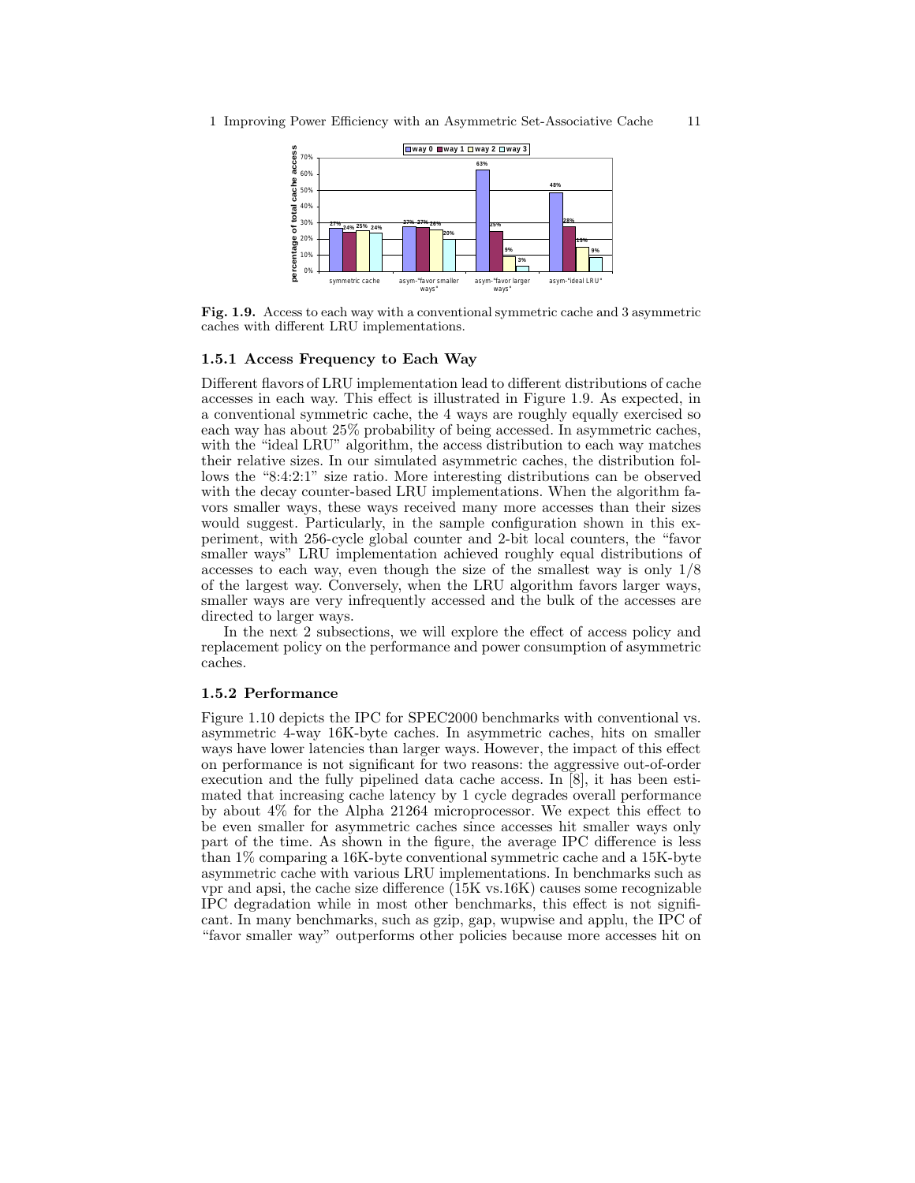**Fig. 1.9.** Access to each way with a conventional symmetric cache and 3 asymmetric caches with different LRU implementations.

### 1.5.1 Access Frequency to Each Way

Different flavors of LRU implementation lead to different distributions of cache accesses in each way. This effect is illustrated in Figure 1.9. As expected, in a conventional symmetric cache, the 4 ways are roughly equally exercised so each way has about 25% probability of being accessed. In asymmetric caches, with the "ideal LRU" algorithm, the access distribution to each way matches their relative sizes. In our simulated asymmetric caches, the distribution follows the "8:4:2:1" size ratio. More interesting distributions can be observed with the decay counter-based LRU implementations. When the algorithm favors smaller ways, these ways received many more accesses than their sizes would suggest. Particularly, in the sample configuration shown in this experiment, with 256-cycle global counter and 2-bit local counters, the "favor smaller ways" LRU implementation achieved roughly equal distributions of accesses to each way, even though the size of the smallest way is only 1/8 of the largest way. Conversely, when the LRU algorithm favors larger ways, smaller ways are very infrequently accessed and the bulk of the accesses are directed to larger ways.

In the next 2 subsections, we will explore the effect of access policy and replacement policy on the performance and power consumption of asymmetric caches.

### 1.5.2 Performance

Figure 1.10 depicts the IPC for SPEC2000 benchmarks with conventional vs. asymmetric 4-way 16K-byte caches. In asymmetric caches, hits on smaller ways have lower latencies than larger ways. However, the impact of this effect on performance is not significant for two reasons: the aggressive out-of-order execution and the fully pipelined data cache access. In [8], it has been estimated that increasing cache latency by 1 cycle degrades overall performance by about 4% for the Alpha 21264 microprocessor. We expect this effect to be even smaller for asymmetric caches since accesses hit smaller ways only part of the time. As shown in the figure, the average IPC difference is less than 1% comparing a 16K-byte conventional symmetric cache and a 15K-byte asymmetric cache with various LRU implementations. In benchmarks such as vpr and apsi, the cache size difference (15K vs.16K) causes some recognizable IPC degradation while in most other benchmarks, this effect is not significant. In many benchmarks, such as gzip, gap, wupwise and applu, the IPC of "favor smaller way" outperforms other policies because more accesses hit on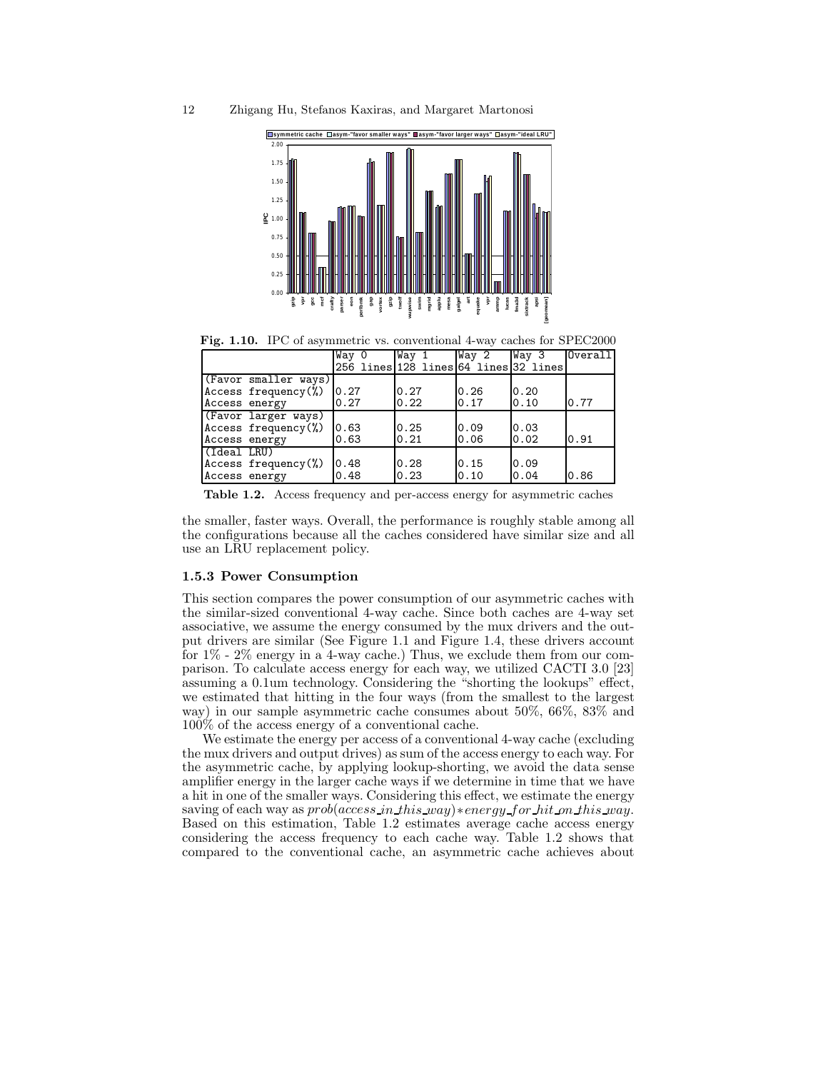**Fig. 1.10.** IPC of asymmetric vs. conventional 4-way caches for SPEC2000

| | Way 0 256 lines | Way 1 128 lines | Way 2 64 lines | Way 3 32 lines | Overall |
|---|---|---|---|---|---|
| (Favor smaller ways) | | | | | |
| Access frequency(%) | 0.27 | 0.27 | 0.26 | 0.20 | |
| Access energy | 0.27 | 0.22 | 0.17 | 0.10 | 0.77 |
| (Favor larger ways) | | | | | |
| Access frequency(%) | 0.63 | 0.25 | 0.09 | 0.03 | |
| Access energy | 0.63 | 0.21 | 0.06 | 0.02 | 0.91 |
| (Ideal LRU) | | | | | |
| Access frequency(%) | 0.48 | 0.28 | 0.15 | 0.09 | |
| Access energy | 0.48 | 0.23 | 0.10 | 0.04 | 0.86 |

**Table 1.2.** Access frequency and per-access energy for asymmetric caches

the smaller, faster ways. Overall, the performance is roughly stable among all the configurations because all the caches considered have similar size and all use an LRU replacement policy.

### 1.5.3 Power Consumption

This section compares the power consumption of our asymmetric caches with the similar-sized conventional 4-way cache. Since both caches are 4-way set associative, we assume the energy consumed by the mux drivers and the output drivers are similar (See Figure 1.1 and Figure 1.4, these drivers account for 1% - 2% energy in a 4-way cache.) Thus, we exclude them from our comparison. To calculate access energy for each way, we utilized CACTI 3.0 [23] assuming a 0.1um technology. Considering the "shorting the lookups" effect, we estimated that hitting in the four ways (from the smallest to the largest way) in our sample asymmetric cache consumes about 50%, 66%, 83% and 100% of the access energy of a conventional cache.

We estimate the energy per access of a conventional 4-way cache (excluding the mux drivers and output drives) as sum of the access energy to each way. For the asymmetric cache, by applying lookup-shorting, we avoid the data sense amplifier energy in the larger cache ways if we determine in time that we have a hit in one of the smaller ways. Considering this effect, we estimate the energy saving of each way as $prob(access\_in\_this\_way) * energy\_for\_hit\_on\_this\_way$. Based on this estimation, Table 1.2 estimates average cache access energy considering the access frequency to each cache way. Table 1.2 shows that compared to the conventional cache, an asymmetric cache achieves about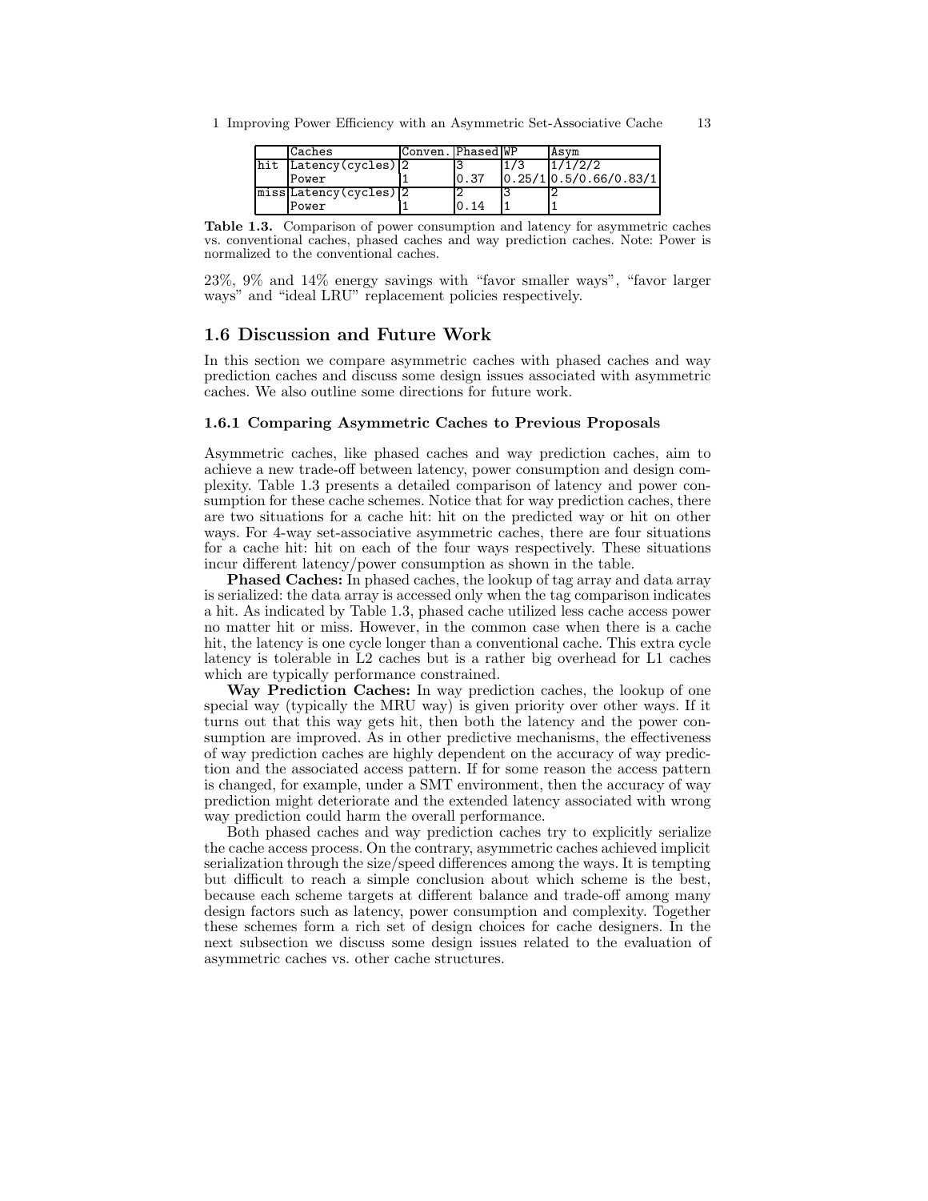|  | Caches | Conven. | Phased | WP | Asym |
| --- | --- | --- | --- | --- | --- |
| hit | Latency(cycles) | 2 | 3 | 1/3 | 1/1/2/2 |
|  | Power | 1 | 0.37 | 0.25/1 | 0.5/0.66/0.83/1 |
| miss | Latency(cycles) | 2 | 2 | 3 | 2 |
|  | Power | 1 | 0.14 | 1 | 1 |

**Table 1.3.** Comparison of power consumption and latency for asymmetric caches vs. conventional caches, phased caches and way prediction caches. Note: Power is normalized to the conventional caches.

23%, 9% and 14% energy savings with "favor smaller ways", "favor larger ways" and "ideal LRU" replacement policies respectively.

## 1.6 Discussion and Future Work

In this section we compare asymmetric caches with phased caches and way prediction caches and discuss some design issues associated with asymmetric caches. We also outline some directions for future work.

### 1.6.1 Comparing Asymmetric Caches to Previous Proposals

Asymmetric caches, like phased caches and way prediction caches, aim to achieve a new trade-off between latency, power consumption and design complexity. Table 1.3 presents a detailed comparison of latency and power consumption for these cache schemes. Notice that for way prediction caches, there are two situations for a cache hit: hit on the predicted way or hit on other ways. For 4-way set-associative asymmetric caches, there are four situations for a cache hit: hit on each of the four ways respectively. These situations incur different latency/power consumption as shown in the table.

**Phased Caches:** In phased caches, the lookup of tag array and data array is serialized: the data array is accessed only when the tag comparison indicates a hit. As indicated by Table 1.3, phased cache utilized less cache access power no matter hit or miss. However, in the common case when there is a cache hit, the latency is one cycle longer than a conventional cache. This extra cycle latency is tolerable in L2 caches but is a rather big overhead for L1 caches which are typically performance constrained.

**Way Prediction Caches:** In way prediction caches, the lookup of one special way (typically the MRU way) is given priority over other ways. If it turns out that this way gets hit, then both the latency and the power consumption are improved. As in other predictive mechanisms, the effectiveness of way prediction caches are highly dependent on the accuracy of way prediction and the associated access pattern. If for some reason the access pattern is changed, for example, under a SMT environment, then the accuracy of way prediction might deteriorate and the extended latency associated with wrong way prediction could harm the overall performance.

Both phased caches and way prediction caches try to explicitly serialize the cache access process. On the contrary, asymmetric caches achieved implicit serialization through the size/speed differences among the ways. It is tempting but difficult to reach a simple conclusion about which scheme is the best, because each scheme targets at different balance and trade-off among many design factors such as latency, power consumption and complexity. Together these schemes form a rich set of design choices for cache designers. In the next subsection we discuss some design issues related to the evaluation of asymmetric caches vs. other cache structures.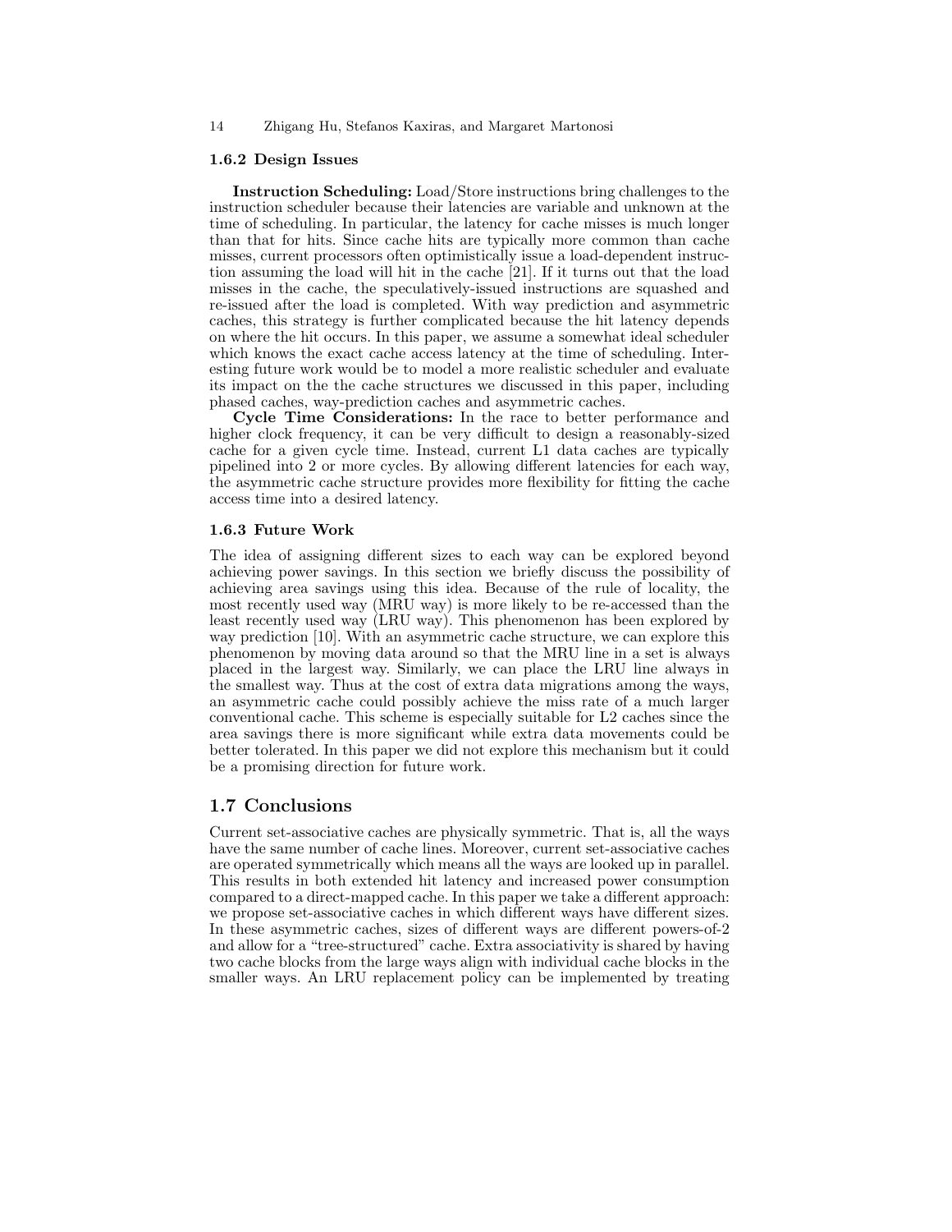### 1.6.2 Design Issues

**Instruction Scheduling:** Load/Store instructions bring challenges to the instruction scheduler because their latencies are variable and unknown at the time of scheduling. In particular, the latency for cache misses is much longer than that for hits. Since cache hits are typically more common than cache misses, current processors often optimistically issue a load-dependent instruction assuming the load will hit in the cache [21]. If it turns out that the load misses in the cache, the speculatively-issued instructions are squashed and re-issued after the load is completed. With way prediction and asymmetric caches, this strategy is further complicated because the hit latency depends on where the hit occurs. In this paper, we assume a somewhat ideal scheduler which knows the exact cache access latency at the time of scheduling. Interesting future work would be to model a more realistic scheduler and evaluate its impact on the the cache structures we discussed in this paper, including phased caches, way-prediction caches and asymmetric caches.

**Cycle Time Considerations:** In the race to better performance and higher clock frequency, it can be very difficult to design a reasonably-sized cache for a given cycle time. Instead, current L1 data caches are typically pipelined into 2 or more cycles. By allowing different latencies for each way, the asymmetric cache structure provides more flexibility for fitting the cache access time into a desired latency.

### 1.6.3 Future Work

The idea of assigning different sizes to each way can be explored beyond achieving power savings. In this section we briefly discuss the possibility of achieving area savings using this idea. Because of the rule of locality, the most recently used way (MRU way) is more likely to be re-accessed than the least recently used way (LRU way). This phenomenon has been explored by way prediction [10]. With an asymmetric cache structure, we can explore this phenomenon by moving data around so that the MRU line in a set is always placed in the largest way. Similarly, we can place the LRU line always in the smallest way. Thus at the cost of extra data migrations among the ways, an asymmetric cache could possibly achieve the miss rate of a much larger conventional cache. This scheme is especially suitable for L2 caches since the area savings there is more significant while extra data movements could be better tolerated. In this paper we did not explore this mechanism but it could be a promising direction for future work.

## 1.7 Conclusions

Current set-associative caches are physically symmetric. That is, all the ways have the same number of cache lines. Moreover, current set-associative caches are operated symmetrically which means all the ways are looked up in parallel. This results in both extended hit latency and increased power consumption compared to a direct-mapped cache. In this paper we take a different approach: we propose set-associative caches in which different ways have different sizes. In these asymmetric caches, sizes of different ways are different powers-of-2 and allow for a "tree-structured" cache. Extra associativity is shared by having two cache blocks from the large ways align with individual cache blocks in the smaller ways. An LRU replacement policy can be implemented by treating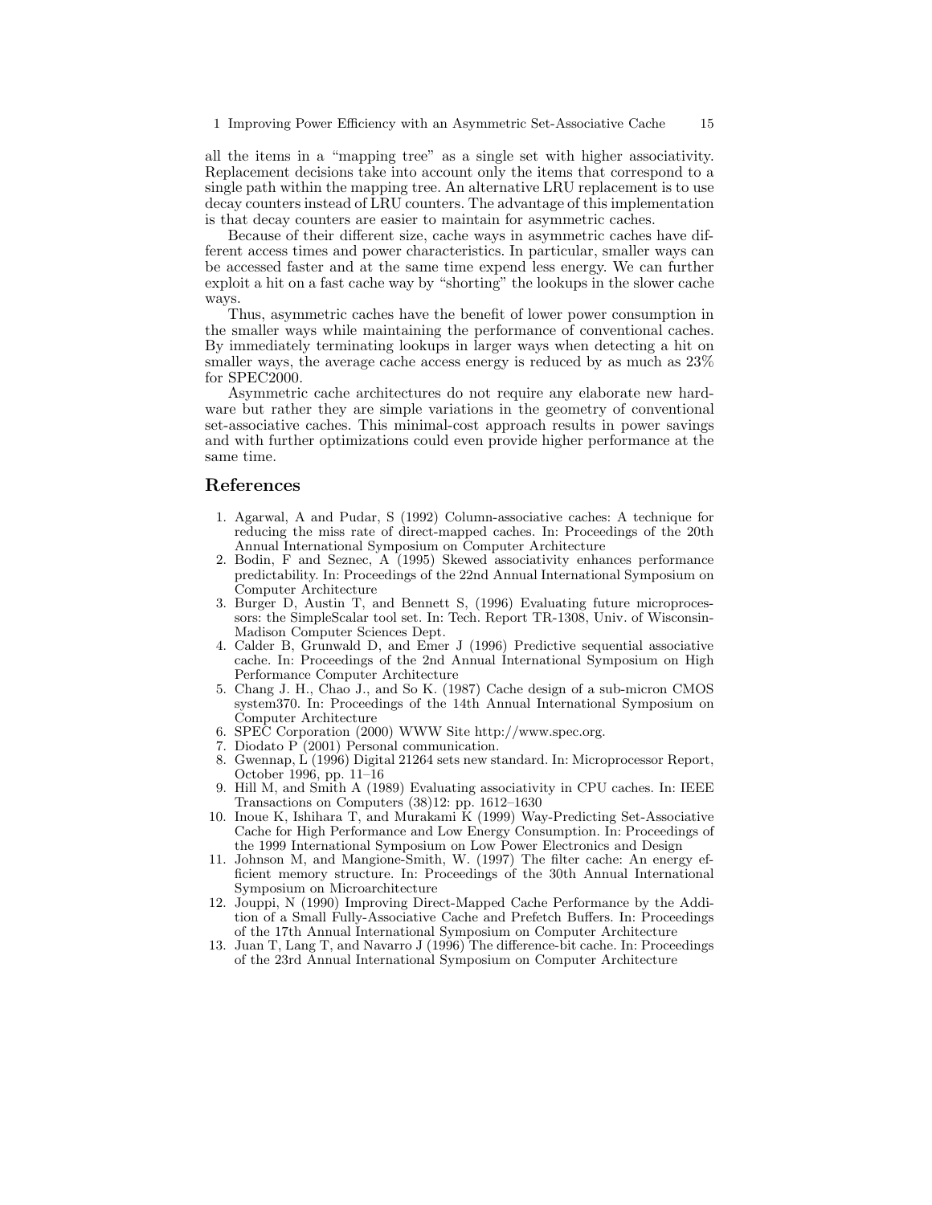all the items in a "mapping tree" as a single set with higher associativity. Replacement decisions take into account only the items that correspond to a single path within the mapping tree. An alternative LRU replacement is to use decay counters instead of LRU counters. The advantage of this implementation is that decay counters are easier to maintain for asymmetric caches.

Because of their different size, cache ways in asymmetric caches have different access times and power characteristics. In particular, smaller ways can be accessed faster and at the same time expend less energy. We can further exploit a hit on a fast cache way by "shorting" the lookups in the slower cache ways.

Thus, asymmetric caches have the benefit of lower power consumption in the smaller ways while maintaining the performance of conventional caches. By immediately terminating lookups in larger ways when detecting a hit on smaller ways, the average cache access energy is reduced by as much as 23% for SPEC2000.

Asymmetric cache architectures do not require any elaborate new hardware but rather they are simple variations in the geometry of conventional set-associative caches. This minimal-cost approach results in power savings and with further optimizations could even provide higher performance at the same time.

## References

1. Agarwal, A and Pudar, S (1992) Column-associative caches: A technique for reducing the miss rate of direct-mapped caches. In: Proceedings of the 20th Annual International Symposium on Computer Architecture
2. Bodin, F and Seznec, A (1995) Skewed associativity enhances performance predictability. In: Proceedings of the 22nd Annual International Symposium on Computer Architecture
3. Burger D, Austin T, and Bennett S, (1996) Evaluating future microprocessors: the SimpleScalar tool set. In: Tech. Report TR-1308, Univ. of Wisconsin-Madison Computer Sciences Dept.
4. Calder B, Grunwald D, and Emer J (1996) Predictive sequential associative cache. In: Proceedings of the 2nd Annual International Symposium on High Performance Computer Architecture
5. Chang J. H., Chao J., and So K. (1987) Cache design of a sub-micron CMOS system370. In: Proceedings of the 14th Annual International Symposium on Computer Architecture
6. SPEC Corporation (2000) WWW Site http://www.spec.org.
7. Diodato P (2001) Personal communication.
8. Gwennap, L (1996) Digital 21264 sets new standard. In: Microprocessor Report, October 1996, pp. 11–16
9. Hill M, and Smith A (1989) Evaluating associativity in CPU caches. In: IEEE Transactions on Computers (38)12: pp. 1612–1630
10. Inoue K, Ishihara T, and Murakami K (1999) Way-Predicting Set-Associative Cache for High Performance and Low Energy Consumption. In: Proceedings of the 1999 International Symposium on Low Power Electronics and Design
11. Johnson M, and Mangione-Smith, W. (1997) The filter cache: An energy efficient memory structure. In: Proceedings of the 30th Annual International Symposium on Microarchitecture
12. Jouppi, N (1990) Improving Direct-Mapped Cache Performance by the Addition of a Small Fully-Associative Cache and Prefetch Buffers. In: Proceedings of the 17th Annual International Symposium on Computer Architecture
13. Juan T, Lang T, and Navarro J (1996) The difference-bit cache. In: Proceedings of the 23rd Annual International Symposium on Computer Architecture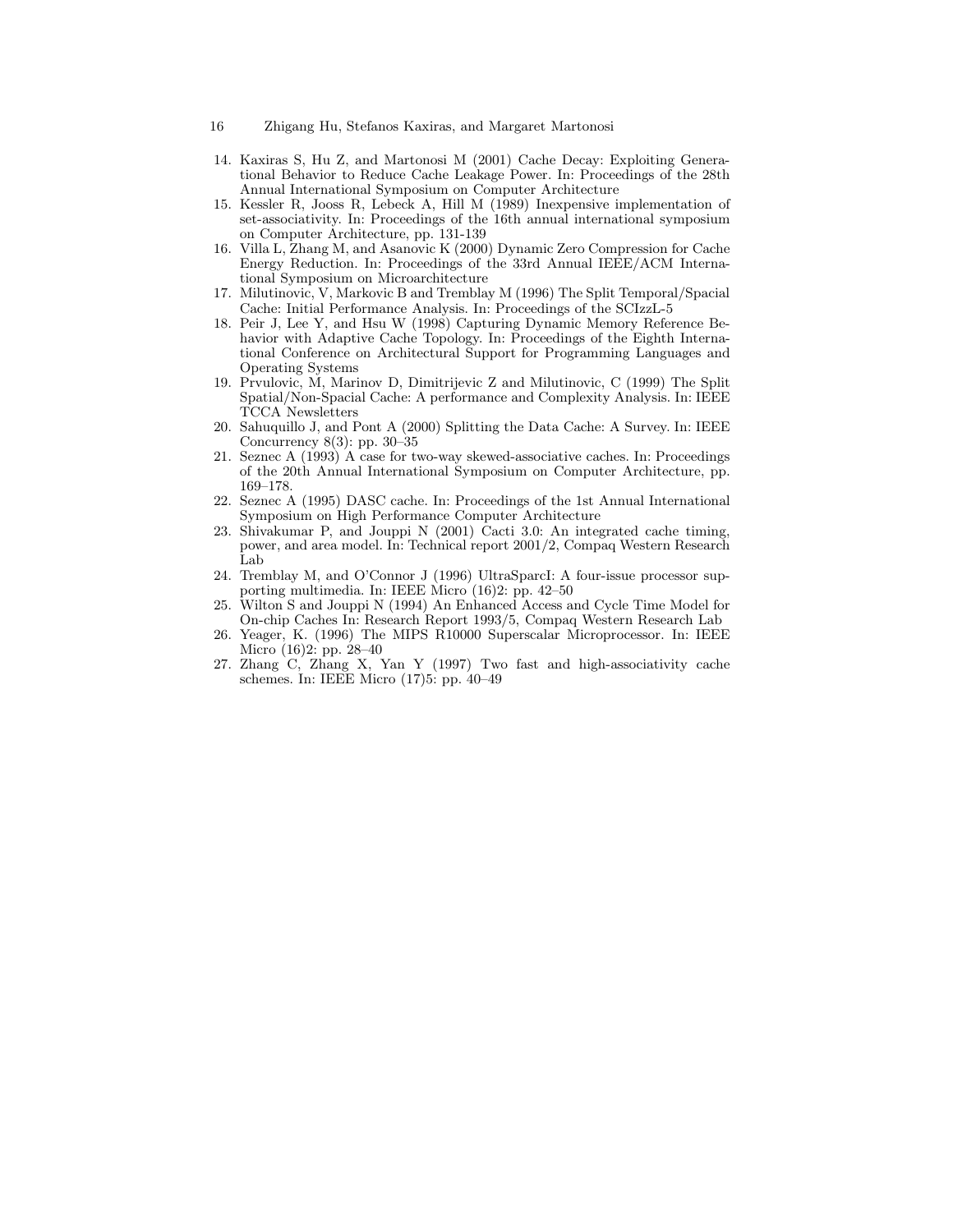14. Kaxiras S, Hu Z, and Martonosi M (2001) Cache Decay: Exploiting Generational Behavior to Reduce Cache Leakage Power. In: Proceedings of the 28th Annual International Symposium on Computer Architecture
15. Kessler R, Jooss R, Lebeck A, Hill M (1989) Inexpensive implementation of set-associativity. In: Proceedings of the 16th annual international symposium on Computer Architecture, pp. 131-139
16. Villa L, Zhang M, and Asanovic K (2000) Dynamic Zero Compression for Cache Energy Reduction. In: Proceedings of the 33rd Annual IEEE/ACM International Symposium on Microarchitecture
17. Milutinovic, V, Markovic B and Tremblay M (1996) The Split Temporal/Spacial Cache: Initial Performance Analysis. In: Proceedings of the SCIzzL-5
18. Peir J, Lee Y, and Hsu W (1998) Capturing Dynamic Memory Reference Behavior with Adaptive Cache Topology. In: Proceedings of the Eighth International Conference on Architectural Support for Programming Languages and Operating Systems
19. Prvulovic, M, Marinov D, Dimitrijevic Z and Milutinovic, C (1999) The Split Spatial/Non-Spacial Cache: A performance and Complexity Analysis. In: IEEE TCCA Newsletters
20. Sahuquillo J, and Pont A (2000) Splitting the Data Cache: A Survey. In: IEEE Concurrency 8(3): pp. 30–35
21. Seznec A (1993) A case for two-way skewed-associative caches. In: Proceedings of the 20th Annual International Symposium on Computer Architecture, pp. 169–178.
22. Seznec A (1995) DASC cache. In: Proceedings of the 1st Annual International Symposium on High Performance Computer Architecture
23. Shivakumar P, and Jouppi N (2001) Cacti 3.0: An integrated cache timing, power, and area model. In: Technical report 2001/2, Compaq Western Research Lab
24. Tremblay M, and O'Connor J (1996) UltraSparcI: A four-issue processor supporting multimedia. In: IEEE Micro (16)2: pp. 42–50
25. Wilton S and Jouppi N (1994) An Enhanced Access and Cycle Time Model for On-chip Caches In: Research Report 1993/5, Compaq Western Research Lab
26. Yeager, K. (1996) The MIPS R10000 Superscalar Microprocessor. In: IEEE Micro (16)2: pp. 28–40
27. Zhang C, Zhang X, Yan Y (1997) Two fast and high-associativity cache schemes. In: IEEE Micro (17)5: pp. 40–49